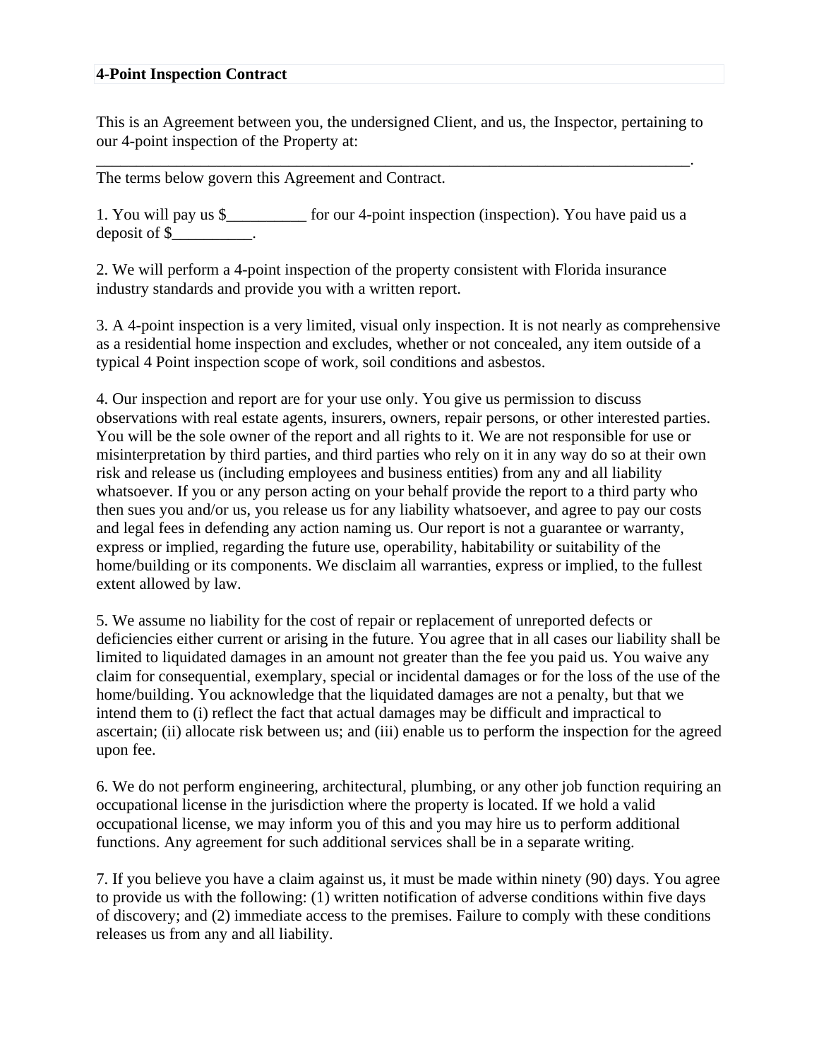**4-Point Inspection Contract**

This is an Agreement between you, the undersigned Client, and us, the Inspector, pertaining to our 4-point inspection of the Property at: _______________________________________________________________________________.
The terms below govern this Agreement and Contract.

1. You will pay us $__________ for our 4-point inspection (inspection). You have paid us a deposit of $__________.

2. We will perform a 4-point inspection of the property consistent with Florida insurance industry standards and provide you with a written report.

3. A 4-point inspection is a very limited, visual only inspection. It is not nearly as comprehensive as a residential home inspection and excludes, whether or not concealed, any item outside of a typical 4 Point inspection scope of work, soil conditions and asbestos.

4. Our inspection and report are for your use only. You give us permission to discuss observations with real estate agents, insurers, owners, repair persons, or other interested parties. You will be the sole owner of the report and all rights to it. We are not responsible for use or misinterpretation by third parties, and third parties who rely on it in any way do so at their own risk and release us (including employees and business entities) from any and all liability whatsoever. If you or any person acting on your behalf provide the report to a third party who then sues you and/or us, you release us for any liability whatsoever, and agree to pay our costs and legal fees in defending any action naming us. Our report is not a guarantee or warranty, express or implied, regarding the future use, operability, habitability or suitability of the home/building or its components. We disclaim all warranties, express or implied, to the fullest extent allowed by law.

5. We assume no liability for the cost of repair or replacement of unreported defects or deficiencies either current or arising in the future. You agree that in all cases our liability shall be limited to liquidated damages in an amount not greater than the fee you paid us. You waive any claim for consequential, exemplary, special or incidental damages or for the loss of the use of the home/building. You acknowledge that the liquidated damages are not a penalty, but that we intend them to (i) reflect the fact that actual damages may be difficult and impractical to ascertain; (ii) allocate risk between us; and (iii) enable us to perform the inspection for the agreed upon fee.

6. We do not perform engineering, architectural, plumbing, or any other job function requiring an occupational license in the jurisdiction where the property is located. If we hold a valid occupational license, we may inform you of this and you may hire us to perform additional functions. Any agreement for such additional services shall be in a separate writing.

7. If you believe you have a claim against us, it must be made within ninety (90) days. You agree to provide us with the following: (1) written notification of adverse conditions within five days of discovery; and (2) immediate access to the premises. Failure to comply with these conditions releases us from any and all liability.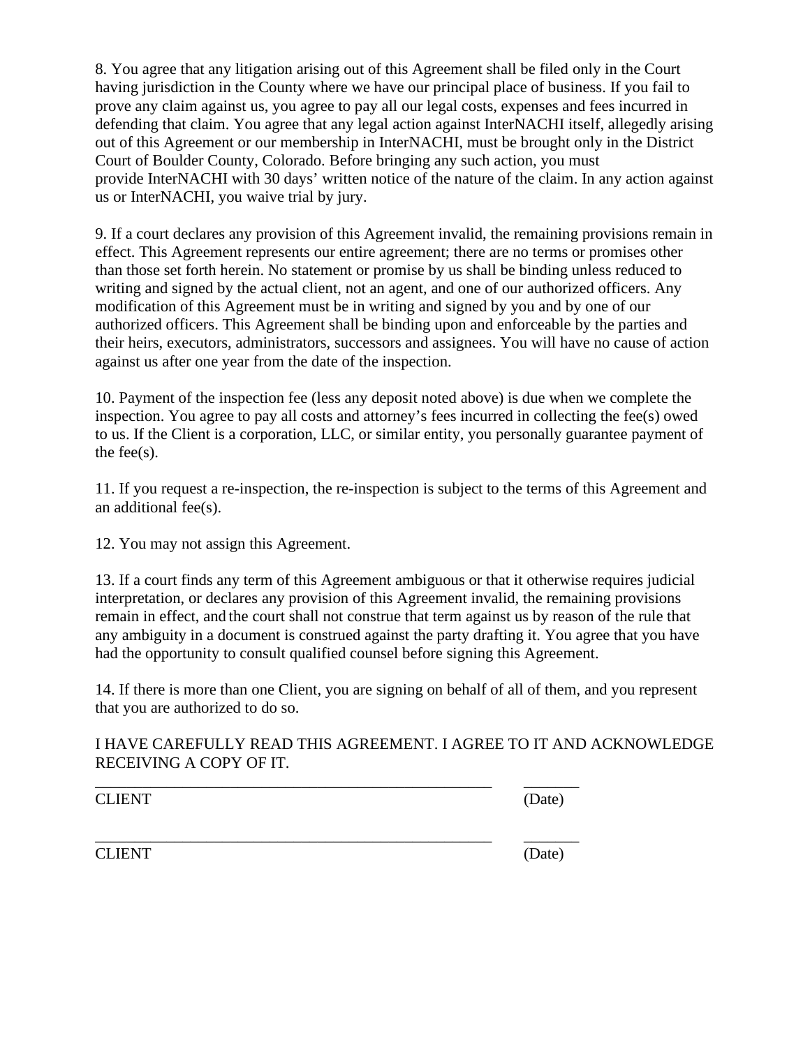8. You agree that any litigation arising out of this Agreement shall be filed only in the Court having jurisdiction in the County where we have our principal place of business. If you fail to prove any claim against us, you agree to pay all our legal costs, expenses and fees incurred in defending that claim. You agree that any legal action against InterNACHI itself, allegedly arising out of this Agreement or our membership in InterNACHI, must be brought only in the District Court of Boulder County, Colorado. Before bringing any such action, you must provide InterNACHI with 30 days' written notice of the nature of the claim. In any action against us or InterNACHI, you waive trial by jury.

9. If a court declares any provision of this Agreement invalid, the remaining provisions remain in effect. This Agreement represents our entire agreement; there are no terms or promises other than those set forth herein. No statement or promise by us shall be binding unless reduced to writing and signed by the actual client, not an agent, and one of our authorized officers. Any modification of this Agreement must be in writing and signed by you and by one of our authorized officers. This Agreement shall be binding upon and enforceable by the parties and their heirs, executors, administrators, successors and assignees. You will have no cause of action against us after one year from the date of the inspection.

10. Payment of the inspection fee (less any deposit noted above) is due when we complete the inspection. You agree to pay all costs and attorney's fees incurred in collecting the fee(s) owed to us. If the Client is a corporation, LLC, or similar entity, you personally guarantee payment of the fee(s).

11. If you request a re-inspection, the re-inspection is subject to the terms of this Agreement and an additional fee(s).

12. You may not assign this Agreement.

13. If a court finds any term of this Agreement ambiguous or that it otherwise requires judicial interpretation, or declares any provision of this Agreement invalid, the remaining provisions remain in effect, and the court shall not construe that term against us by reason of the rule that any ambiguity in a document is construed against the party drafting it. You agree that you have had the opportunity to consult qualified counsel before signing this Agreement.

14. If there is more than one Client, you are signing on behalf of all of them, and you represent that you are authorized to do so.

I HAVE CAREFULLY READ THIS AGREEMENT. I AGREE TO IT AND ACKNOWLEDGE RECEIVING A COPY OF IT.

\_\_\_\_\_\_\_\_\_\_\_\_\_\_\_\_\_\_\_\_\_\_\_\_\_\_\_\_\_\_\_\_\_\_\_\_\_\_\_\_\_\_\_\_\_\_\_\_\_\_ \_\_\_\_\_\_\_
CLIENT (Date)

\_\_\_\_\_\_\_\_\_\_\_\_\_\_\_\_\_\_\_\_\_\_\_\_\_\_\_\_\_\_\_\_\_\_\_\_\_\_\_\_\_\_\_\_\_\_\_\_\_\_ \_\_\_\_\_\_\_
CLIENT (Date)